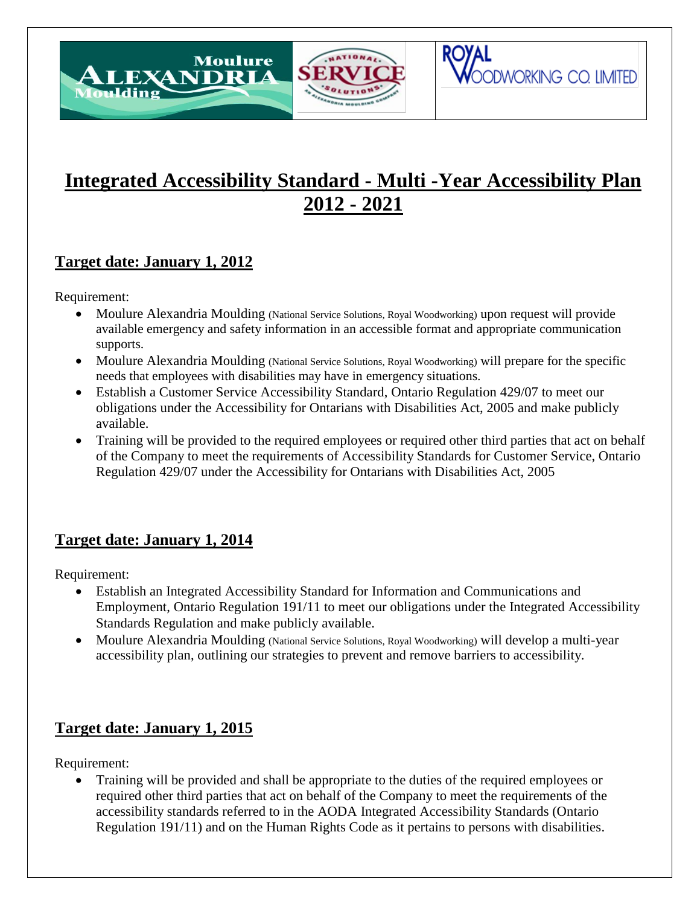# Integrated Accessibility Standard - Multi -Year Accessibility Plan 2012 - 2021

## Target date: January 1, 2012

Requirement:

- Moulure Alexandria Moulding (National Service Solutions, Royal Woodworking) upon request will provide available emergency and safety information in an accessible format and appropriate communication supports.
- Moulure Alexandria Moulding (National Service Solutions, Royal Woodworking) will prepare for the specific needs that employees with disabilities may have in emergency situations.
- Establish a Customer Service Accessibility Standard, Ontario Regulation 429/07 to meet our obligations under the Accessibility for Ontarians with Disabilities Act, 2005 and make publicly available.
- Training will be provided to the required employees or required other third parties that act on behalf of the Company to meet the requirements of Accessibility Standards for Customer Service, Ontario Regulation 429/07 under the Accessibility for Ontarians with Disabilities Act, 2005

## Target date: January 1, 2014

Requirement:

- Establish an Integrated Accessibility Standard for Information and Communications and Employment, Ontario Regulation 191/11 to meet our obligations under the Integrated Accessibility Standards Regulation and make publicly available.
- Moulure Alexandria Moulding (National Service Solutions, Royal Woodworking) will develop a multi-year accessibility plan, outlining our strategies to prevent and remove barriers to accessibility.

## Target date: January 1, 2015

Requirement:

- Training will be provided and shall be appropriate to the duties of the required employees or required other third parties that act on behalf of the Company to meet the requirements of the accessibility standards referred to in the AODA Integrated Accessibility Standards (Ontario Regulation 191/11) and on the Human Rights Code as it pertains to persons with disabilities.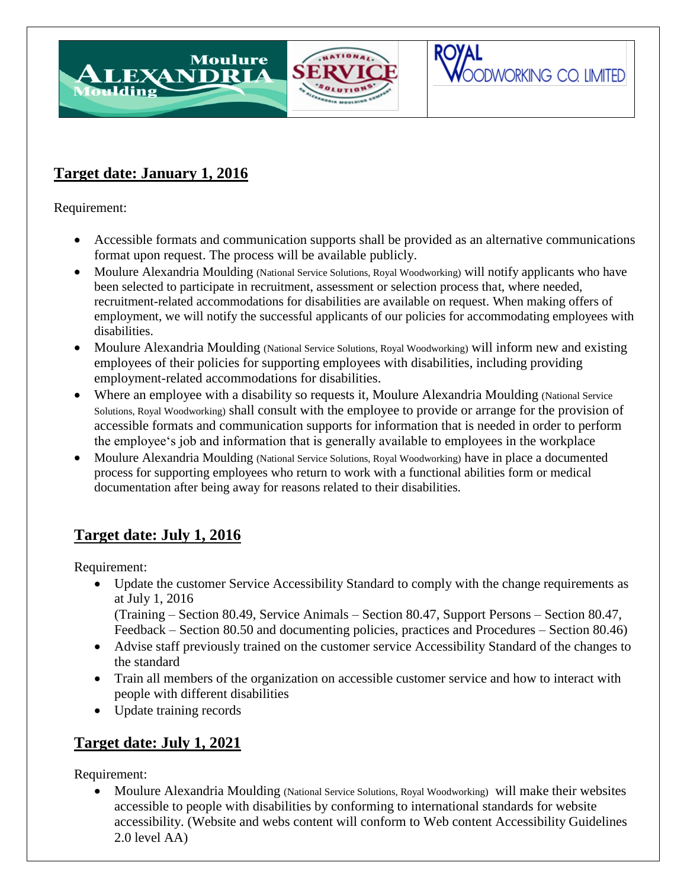## **Target date: January 1, 2016**

Requirement:

- Accessible formats and communication supports shall be provided as an alternative communications format upon request. The process will be available publicly.
- Moulure Alexandria Moulding (National Service Solutions, Royal Woodworking) will notify applicants who have been selected to participate in recruitment, assessment or selection process that, where needed, recruitment-related accommodations for disabilities are available on request. When making offers of employment, we will notify the successful applicants of our policies for accommodating employees with disabilities.
- Moulure Alexandria Moulding (National Service Solutions, Royal Woodworking) will inform new and existing employees of their policies for supporting employees with disabilities, including providing employment-related accommodations for disabilities.
- Where an employee with a disability so requests it, Moulure Alexandria Moulding (National Service Solutions, Royal Woodworking) shall consult with the employee to provide or arrange for the provision of accessible formats and communication supports for information that is needed in order to perform the employee's job and information that is generally available to employees in the workplace
- Moulure Alexandria Moulding (National Service Solutions, Royal Woodworking) have in place a documented process for supporting employees who return to work with a functional abilities form or medical documentation after being away for reasons related to their disabilities.

## **Target date: July 1, 2016**

Requirement:

- Update the customer Service Accessibility Standard to comply with the change requirements as at July 1, 2016
  (Training – Section 80.49, Service Animals – Section 80.47, Support Persons – Section 80.47, Feedback – Section 80.50 and documenting policies, practices and Procedures – Section 80.46)
- Advise staff previously trained on the customer service Accessibility Standard of the changes to the standard
- Train all members of the organization on accessible customer service and how to interact with people with different disabilities
- Update training records

## **Target date: July 1, 2021**

Requirement:

- Moulure Alexandria Moulding (National Service Solutions, Royal Woodworking) will make their websites accessible to people with disabilities by conforming to international standards for website accessibility. (Website and webs content will conform to Web content Accessibility Guidelines 2.0 level AA)